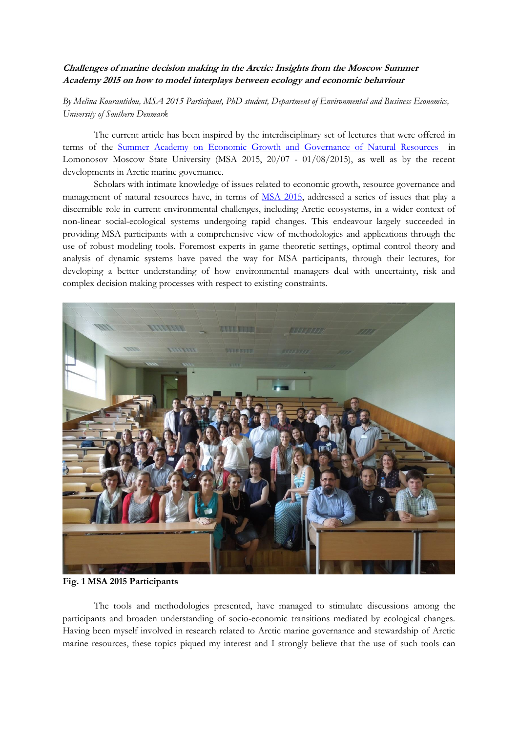**_Challenges of marine decision making in the Arctic: Insights from the Moscow Summer Academy 2015 on how to model interplays between ecology and economic behaviour_**

*By Melina Kourantidou, MSA 2015 Participant, PhD student, Department of Environmental and Business Economics, University of Southern Denmark*

The current article has been inspired by the interdisciplinary set of lectures that were offered in terms of the [Summer Academy on Economic Growth and Governance of Natural Resources](#) in Lomonosov Moscow State University (MSA 2015, 20/07 - 01/08/2015), as well as by the recent developments in Arctic marine governance.

Scholars with intimate knowledge of issues related to economic growth, resource governance and management of natural resources have, in terms of [MSA 2015](#), addressed a series of issues that play a discernible role in current environmental challenges, including Arctic ecosystems, in a wider context of non-linear social-ecological systems undergoing rapid changes. This endeavour largely succeeded in providing MSA participants with a comprehensive view of methodologies and applications through the use of robust modeling tools. Foremost experts in game theoretic settings, optimal control theory and analysis of dynamic systems have paved the way for MSA participants, through their lectures, for developing a better understanding of how environmental managers deal with uncertainty, risk and complex decision making processes with respect to existing constraints.

**Fig. 1 MSA 2015 Participants**

The tools and methodologies presented, have managed to stimulate discussions among the participants and broaden understanding of socio-economic transitions mediated by ecological changes. Having been myself involved in research related to Arctic marine governance and stewardship of Arctic marine resources, these topics piqued my interest and I strongly believe that the use of such tools can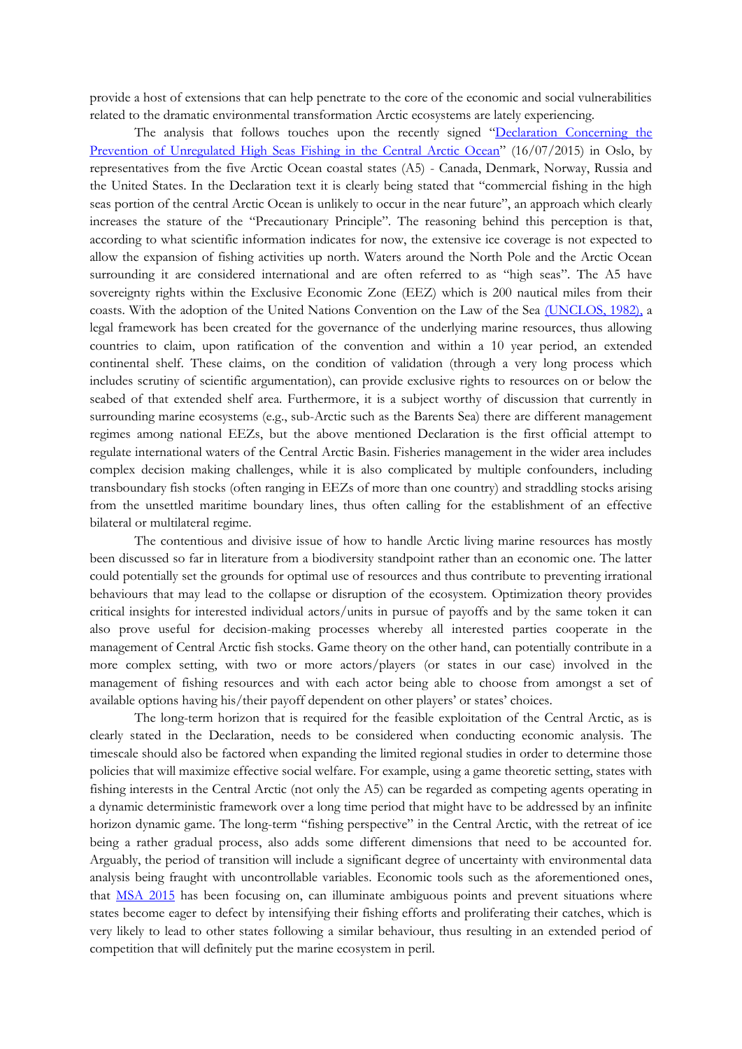provide a host of extensions that can help penetrate to the core of the economic and social vulnerabilities related to the dramatic environmental transformation Arctic ecosystems are lately experiencing.

The analysis that follows touches upon the recently signed "[Declaration Concerning the Prevention of Unregulated High Seas Fishing in the Central Arctic Ocean]" (16/07/2015) in Oslo, by representatives from the five Arctic Ocean coastal states (A5) - Canada, Denmark, Norway, Russia and the United States. In the Declaration text it is clearly being stated that "commercial fishing in the high seas portion of the central Arctic Ocean is unlikely to occur in the near future", an approach which clearly increases the stature of the "Precautionary Principle". The reasoning behind this perception is that, according to what scientific information indicates for now, the extensive ice coverage is not expected to allow the expansion of fishing activities up north. Waters around the North Pole and the Arctic Ocean surrounding it are considered international and are often referred to as "high seas". The A5 have sovereignty rights within the Exclusive Economic Zone (EEZ) which is 200 nautical miles from their coasts. With the adoption of the United Nations Convention on the Law of the Sea (UNCLOS, 1982), a legal framework has been created for the governance of the underlying marine resources, thus allowing countries to claim, upon ratification of the convention and within a 10 year period, an extended continental shelf. These claims, on the condition of validation (through a very long process which includes scrutiny of scientific argumentation), can provide exclusive rights to resources on or below the seabed of that extended shelf area. Furthermore, it is a subject worthy of discussion that currently in surrounding marine ecosystems (e.g., sub-Arctic such as the Barents Sea) there are different management regimes among national EEZs, but the above mentioned Declaration is the first official attempt to regulate international waters of the Central Arctic Basin. Fisheries management in the wider area includes complex decision making challenges, while it is also complicated by multiple confounders, including transboundary fish stocks (often ranging in EEZs of more than one country) and straddling stocks arising from the unsettled maritime boundary lines, thus often calling for the establishment of an effective bilateral or multilateral regime.

The contentious and divisive issue of how to handle Arctic living marine resources has mostly been discussed so far in literature from a biodiversity standpoint rather than an economic one. The latter could potentially set the grounds for optimal use of resources and thus contribute to preventing irrational behaviours that may lead to the collapse or disruption of the ecosystem. Optimization theory provides critical insights for interested individual actors/units in pursue of payoffs and by the same token it can also prove useful for decision-making processes whereby all interested parties cooperate in the management of Central Arctic fish stocks. Game theory on the other hand, can potentially contribute in a more complex setting, with two or more actors/players (or states in our case) involved in the management of fishing resources and with each actor being able to choose from amongst a set of available options having his/their payoff dependent on other players' or states' choices.

The long-term horizon that is required for the feasible exploitation of the Central Arctic, as is clearly stated in the Declaration, needs to be considered when conducting economic analysis. The timescale should also be factored when expanding the limited regional studies in order to determine those policies that will maximize effective social welfare. For example, using a game theoretic setting, states with fishing interests in the Central Arctic (not only the A5) can be regarded as competing agents operating in a dynamic deterministic framework over a long time period that might have to be addressed by an infinite horizon dynamic game. The long-term "fishing perspective" in the Central Arctic, with the retreat of ice being a rather gradual process, also adds some different dimensions that need to be accounted for. Arguably, the period of transition will include a significant degree of uncertainty with environmental data analysis being fraught with uncontrollable variables. Economic tools such as the aforementioned ones, that MSA 2015 has been focusing on, can illuminate ambiguous points and prevent situations where states become eager to defect by intensifying their fishing efforts and proliferating their catches, which is very likely to lead to other states following a similar behaviour, thus resulting in an extended period of competition that will definitely put the marine ecosystem in peril.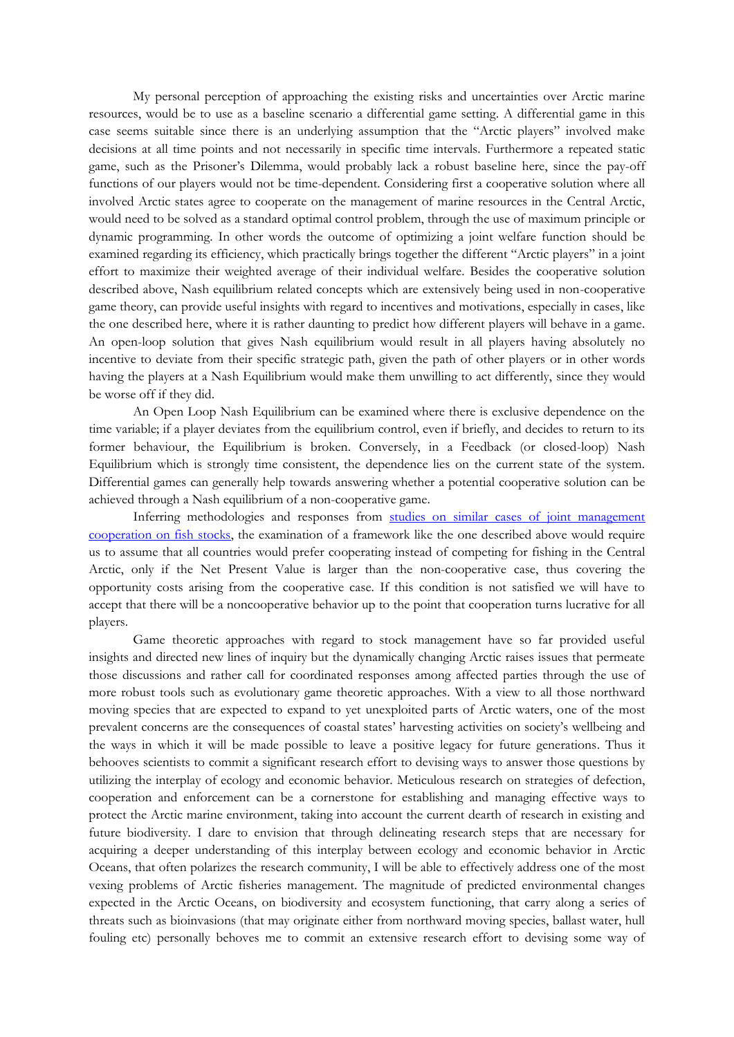My personal perception of approaching the existing risks and uncertainties over Arctic marine resources, would be to use as a baseline scenario a differential game setting. A differential game in this case seems suitable since there is an underlying assumption that the "Arctic players" involved make decisions at all time points and not necessarily in specific time intervals. Furthermore a repeated static game, such as the Prisoner's Dilemma, would probably lack a robust baseline here, since the pay-off functions of our players would not be time-dependent. Considering first a cooperative solution where all involved Arctic states agree to cooperate on the management of marine resources in the Central Arctic, would need to be solved as a standard optimal control problem, through the use of maximum principle or dynamic programming. In other words the outcome of optimizing a joint welfare function should be examined regarding its efficiency, which practically brings together the different "Arctic players" in a joint effort to maximize their weighted average of their individual welfare. Besides the cooperative solution described above, Nash equilibrium related concepts which are extensively being used in non-cooperative game theory, can provide useful insights with regard to incentives and motivations, especially in cases, like the one described here, where it is rather daunting to predict how different players will behave in a game. An open-loop solution that gives Nash equilibrium would result in all players having absolutely no incentive to deviate from their specific strategic path, given the path of other players or in other words having the players at a Nash Equilibrium would make them unwilling to act differently, since they would be worse off if they did.

An Open Loop Nash Equilibrium can be examined where there is exclusive dependence on the time variable; if a player deviates from the equilibrium control, even if briefly, and decides to return to its former behaviour, the Equilibrium is broken. Conversely, in a Feedback (or closed-loop) Nash Equilibrium which is strongly time consistent, the dependence lies on the current state of the system. Differential games can generally help towards answering whether a potential cooperative solution can be achieved through a Nash equilibrium of a non-cooperative game.

Inferring methodologies and responses from studies on similar cases of joint management cooperation on fish stocks, the examination of a framework like the one described above would require us to assume that all countries would prefer cooperating instead of competing for fishing in the Central Arctic, only if the Net Present Value is larger than the non-cooperative case, thus covering the opportunity costs arising from the cooperative case. If this condition is not satisfied we will have to accept that there will be a noncooperative behavior up to the point that cooperation turns lucrative for all players.

Game theoretic approaches with regard to stock management have so far provided useful insights and directed new lines of inquiry but the dynamically changing Arctic raises issues that permeate those discussions and rather call for coordinated responses among affected parties through the use of more robust tools such as evolutionary game theoretic approaches. With a view to all those northward moving species that are expected to expand to yet unexploited parts of Arctic waters, one of the most prevalent concerns are the consequences of coastal states' harvesting activities on society's wellbeing and the ways in which it will be made possible to leave a positive legacy for future generations. Thus it behooves scientists to commit a significant research effort to devising ways to answer those questions by utilizing the interplay of ecology and economic behavior. Meticulous research on strategies of defection, cooperation and enforcement can be a cornerstone for establishing and managing effective ways to protect the Arctic marine environment, taking into account the current dearth of research in existing and future biodiversity. I dare to envision that through delineating research steps that are necessary for acquiring a deeper understanding of this interplay between ecology and economic behavior in Arctic Oceans, that often polarizes the research community, I will be able to effectively address one of the most vexing problems of Arctic fisheries management. The magnitude of predicted environmental changes expected in the Arctic Oceans, on biodiversity and ecosystem functioning, that carry along a series of threats such as bioinvasions (that may originate either from northward moving species, ballast water, hull fouling etc) personally behoves me to commit an extensive research effort to devising some way of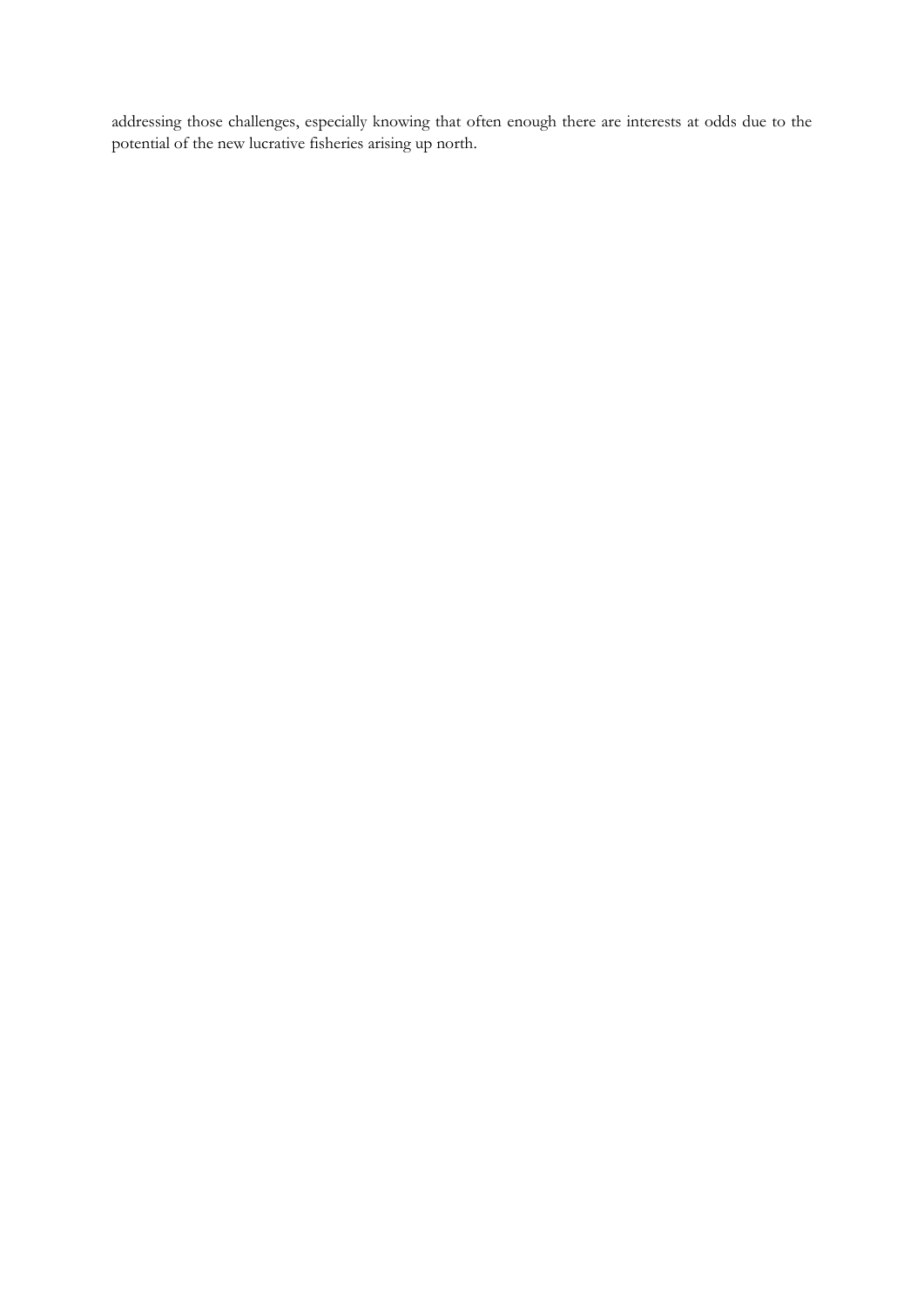addressing those challenges, especially knowing that often enough there are interests at odds due to the potential of the new lucrative fisheries arising up north.